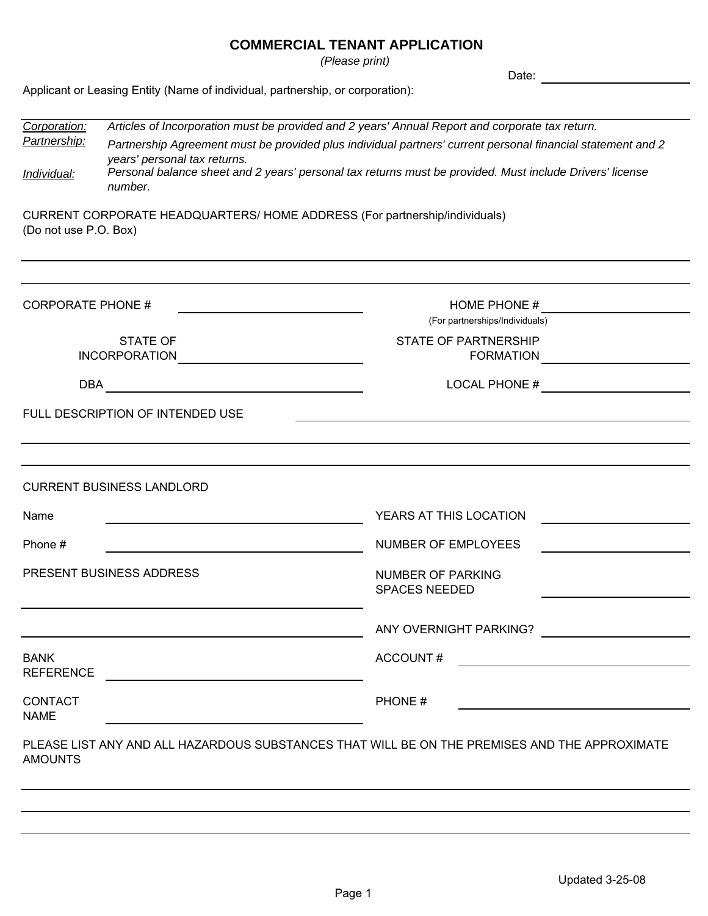# COMMERCIAL TENANT APPLICATION

*(Please print)*

Date: ______________________

Applicant or Leasing Entity (Name of individual, partnership, or corporation):

---

*Corporation:* *Articles of Incorporation must be provided and 2 years' Annual Report and corporate tax return.*

*Partnership:* *Partnership Agreement must be provided plus individual partners' current personal financial statement and 2 years' personal tax returns.*

*Individual:* *Personal balance sheet and 2 years' personal tax returns must be provided. Must include Drivers' license number.*

CURRENT CORPORATE HEADQUARTERS/ HOME ADDRESS (For partnership/individuals)
(Do not use P.O. Box)

______________________________________________________________________

______________________________________________________________________

CORPORATE PHONE # ______________________

HOME PHONE # ______________________
(For partnerships/Individuals)

STATE OF INCORPORATION ______________________

STATE OF PARTNERSHIP FORMATION ______________________

DBA ______________________

LOCAL PHONE # ______________________

FULL DESCRIPTION OF INTENDED USE ______________________

______________________________________________________________________

______________________________________________________________________

CURRENT BUSINESS LANDLORD

Name ______________________

YEARS AT THIS LOCATION ______________________

Phone # ______________________

NUMBER OF EMPLOYEES ______________________

PRESENT BUSINESS ADDRESS

______________________

______________________

NUMBER OF PARKING SPACES NEEDED ______________________

ANY OVERNIGHT PARKING? ______________________

BANK REFERENCE ______________________

ACCOUNT # ______________________

CONTACT NAME ______________________

PHONE # ______________________

PLEASE LIST ANY AND ALL HAZARDOUS SUBSTANCES THAT WILL BE ON THE PREMISES AND THE APPROXIMATE AMOUNTS

______________________________________________________________________

______________________________________________________________________

______________________________________________________________________

Updated 3-25-08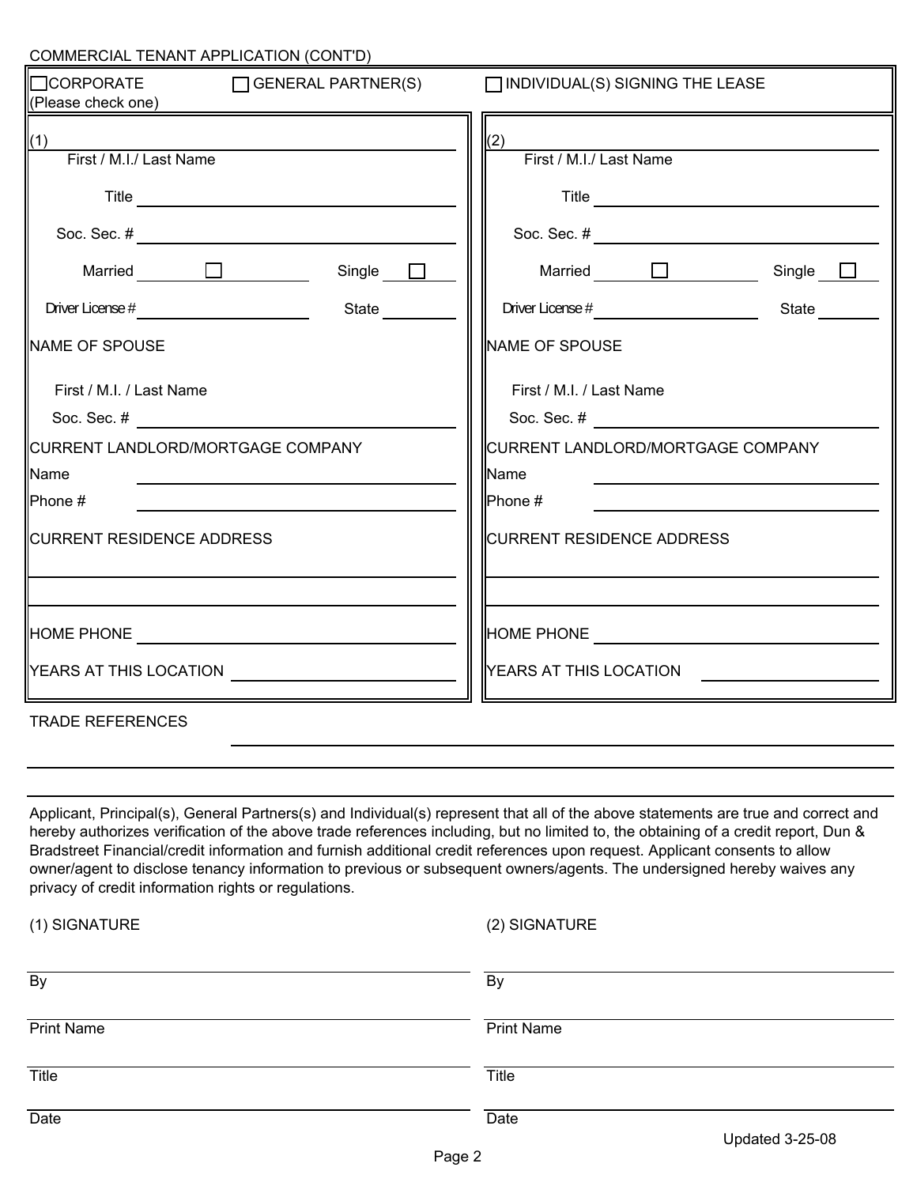COMMERCIAL TENANT APPLICATION (CONT'D)

☐ CORPORATE ☐ GENERAL PARTNER(S) ☐ INDIVIDUAL(S) SIGNING THE LEASE
(Please check one)

| (1) | (2) |
|---|---|
| First / M.I./ Last Name | First / M.I./ Last Name |
| Title | Title |
| Soc. Sec. # | Soc. Sec. # |
| Married ☐ Single ☐ | Married ☐ Single ☐ |
| Driver License # State | Driver License # State |
| NAME OF SPOUSE | NAME OF SPOUSE |
| First / M.I. / Last Name | First / M.I. / Last Name |
| Soc. Sec. # | Soc. Sec. # |
| CURRENT LANDLORD/MORTGAGE COMPANY | CURRENT LANDLORD/MORTGAGE COMPANY |
| Name | Name |
| Phone # | Phone # |
| CURRENT RESIDENCE ADDRESS | CURRENT RESIDENCE ADDRESS |
| HOME PHONE | HOME PHONE |
| YEARS AT THIS LOCATION | YEARS AT THIS LOCATION |

TRADE REFERENCES

Applicant, Principal(s), General Partners(s) and Individual(s) represent that all of the above statements are true and correct and hereby authorizes verification of the above trade references including, but no limited to, the obtaining of a credit report, Dun & Bradstreet Financial/credit information and furnish additional credit references upon request. Applicant consents to allow owner/agent to disclose tenancy information to previous or subsequent owners/agents. The undersigned hereby waives any privacy of credit information rights or regulations.

| (1) SIGNATURE | (2) SIGNATURE |
|---|---|
| By | By |
| Print Name | Print Name |
| Title | Title |
| Date | Date |

Updated 3-25-08